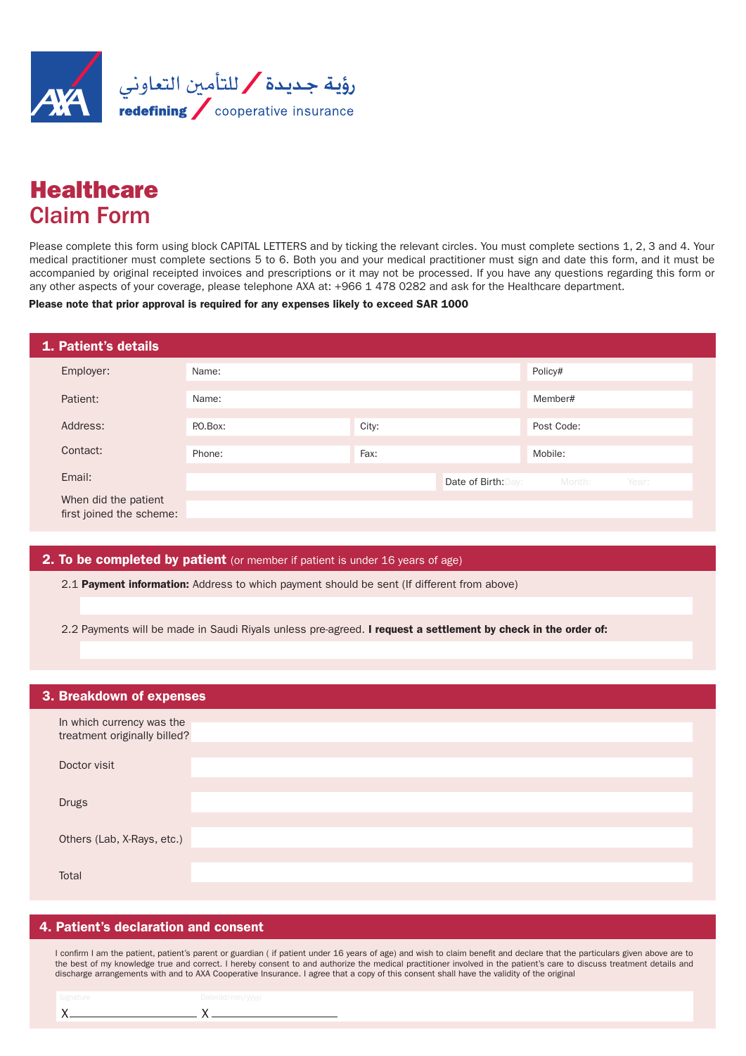رؤية جديدة / للتأمين التعاوني

**redefining** / cooperative insurance

# Healthcare
## Claim Form

Please complete this form using block CAPITAL LETTERS and by ticking the relevant circles. You must complete sections 1, 2, 3 and 4. Your medical practitioner must complete sections 5 to 6. Both you and your medical practitioner must sign and date this form, and it must be accompanied by original receipted invoices and prescriptions or it may not be processed. If you have any questions regarding this form or any other aspects of your coverage, please telephone AXA at: +966 1 478 0282 and ask for the Healthcare department.

**Please note that prior approval is required for any expenses likely to exceed SAR 1000**

## 1. Patient's details

| | | | |
|---|---|---|---|
| Employer: | Name: | | Policy# |
| Patient: | Name: | | Member# |
| Address: | P.O.Box: | City: | Post Code: |
| Contact: | Phone: | Fax: | Mobile: |
| Email: | | Date of Birth: Day: Month: Year: | |
| When did the patient first joined the scheme: | | | |

## 2. To be completed by patient (or member if patient is under 16 years of age)

2.1 **Payment information:** Address to which payment should be sent (If different from above)

2.2 Payments will be made in Saudi Riyals unless pre-agreed. **I request a settlement by check in the order of:**

## 3. Breakdown of expenses

| | |
|---|---|
| In which currency was the treatment originally billed? | |
| Doctor visit | |
| Drugs | |
| Others (Lab, X-Rays, etc.) | |
| Total | |

## 4. Patient's declaration and consent

I confirm I am the patient, patient's parent or guardian ( if patient under 16 years of age) and wish to claim benefit and declare that the particulars given above are to the best of my knowledge true and correct. I hereby consent to and authorize the medical practitioner involved in the patient's care to discuss treatment details and discharge arrangements with and to AXA Cooperative Insurance. I agree that a copy of this consent shall have the validity of the original

Signature: X____________________ Date(dd/mm/yyyy): X____________________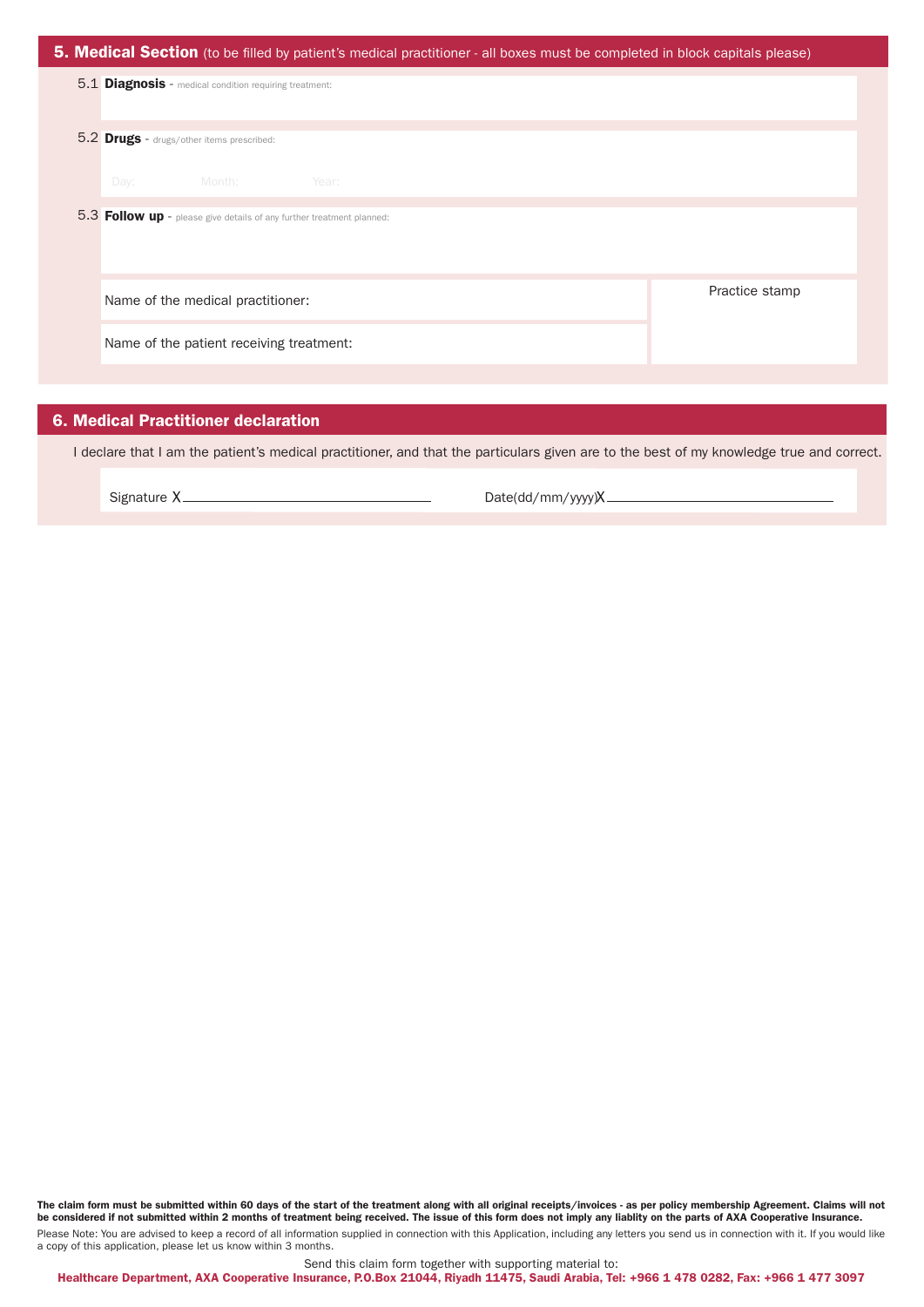## 5. Medical Section (to be filled by patient's medical practitioner - all boxes must be completed in block capitals please)

5.1 **Diagnosis** - medical condition requiring treatment:

5.2 **Drugs** - drugs/other items prescribed:

Day: Month: Year:

5.3 **Follow up** - please give details of any further treatment planned:

| | |
|---|---|
| Name of the medical practitioner: | Practice stamp |
| Name of the patient receiving treatment: | |

## 6. Medical Practitioner declaration

I declare that I am the patient's medical practitioner, and that the particulars given are to the best of my knowledge true and correct.

Signature X________________________________ Date(dd/mm/yyyy)X________________________________

**The claim form must be submitted within 60 days of the start of the treatment along with all original receipts/invoices - as per policy membership Agreement. Claims will not be considered if not submitted within 2 months of treatment being received. The issue of this form does not imply any liablity on the parts of AXA Cooperative Insurance.**

Please Note: You are advised to keep a record of all information supplied in connection with this Application, including any letters you send us in connection with it. If you would like a copy of this application, please let us know within 3 months.

Send this claim form together with supporting material to:

**Healthcare Department, AXA Cooperative Insurance, P.O.Box 21044, Riyadh 11475, Saudi Arabia, Tel: +966 1 478 0282, Fax: +966 1 477 3097**